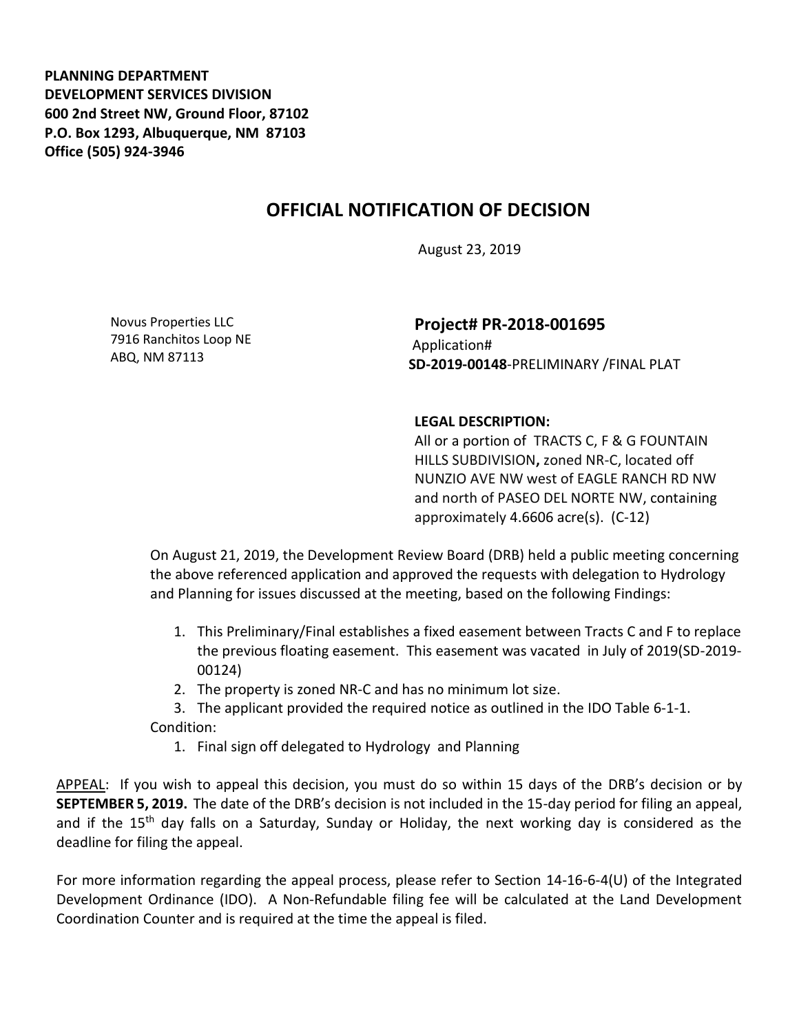**PLANNING DEPARTMENT**
**DEVELOPMENT SERVICES DIVISION**
**600 2nd Street NW, Ground Floor, 87102**
**P.O. Box 1293, Albuquerque, NM 87103**
**Office (505) 924-3946**

# OFFICIAL NOTIFICATION OF DECISION

August 23, 2019

Novus Properties LLC
7916 Ranchitos Loop NE
ABQ, NM 87113

**Project# PR-2018-001695**
Application#
**SD-2019-00148**-PRELIMINARY /FINAL PLAT

**LEGAL DESCRIPTION:**
All or a portion of TRACTS C, F & G FOUNTAIN HILLS SUBDIVISION**,** zoned NR-C, located off NUNZIO AVE NW west of EAGLE RANCH RD NW and north of PASEO DEL NORTE NW, containing approximately 4.6606 acre(s). (C-12)

On August 21, 2019, the Development Review Board (DRB) held a public meeting concerning the above referenced application and approved the requests with delegation to Hydrology and Planning for issues discussed at the meeting, based on the following Findings:

1. This Preliminary/Final establishes a fixed easement between Tracts C and F to replace the previous floating easement. This easement was vacated in July of 2019(SD-2019-00124)
2. The property is zoned NR-C and has no minimum lot size.
3. The applicant provided the required notice as outlined in the IDO Table 6-1-1.

Condition:

1. Final sign off delegated to Hydrology and Planning

APPEAL: If you wish to appeal this decision, you must do so within 15 days of the DRB's decision or by **SEPTEMBER 5, 2019.** The date of the DRB's decision is not included in the 15-day period for filing an appeal, and if the 15th day falls on a Saturday, Sunday or Holiday, the next working day is considered as the deadline for filing the appeal.

For more information regarding the appeal process, please refer to Section 14-16-6-4(U) of the Integrated Development Ordinance (IDO). A Non-Refundable filing fee will be calculated at the Land Development Coordination Counter and is required at the time the appeal is filed.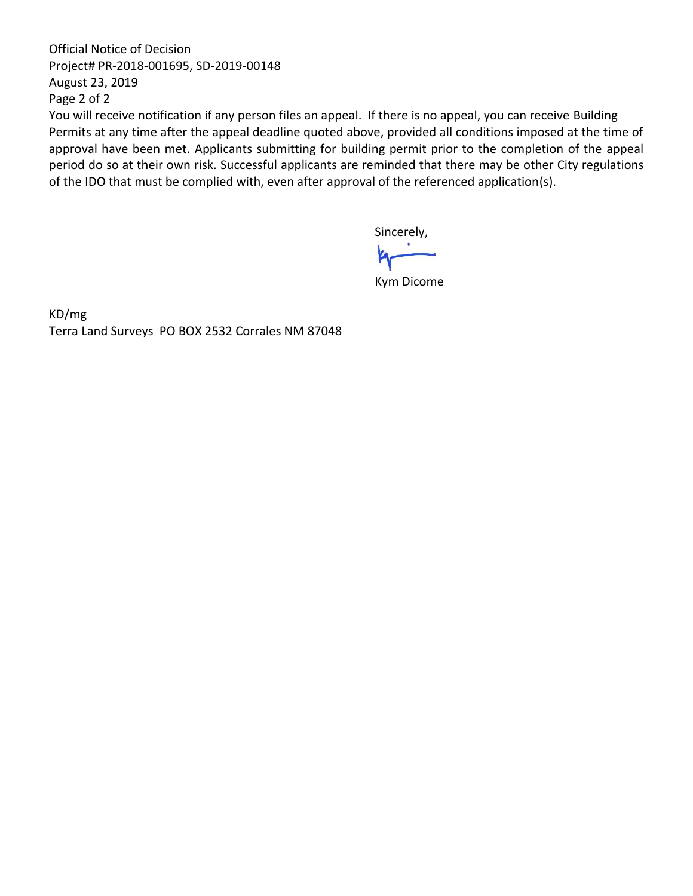Official Notice of Decision
Project# PR-2018-001695, SD-2019-00148
August 23, 2019

You will receive notification if any person files an appeal. If there is no appeal, you can receive Building Permits at any time after the appeal deadline quoted above, provided all conditions imposed at the time of approval have been met. Applicants submitting for building permit prior to the completion of the appeal period do so at their own risk. Successful applicants are reminded that there may be other City regulations of the IDO that must be complied with, even after approval of the referenced application(s).

Sincerely,

Kym Dicome

KD/mg
Terra Land Surveys PO BOX 2532 Corrales NM 87048